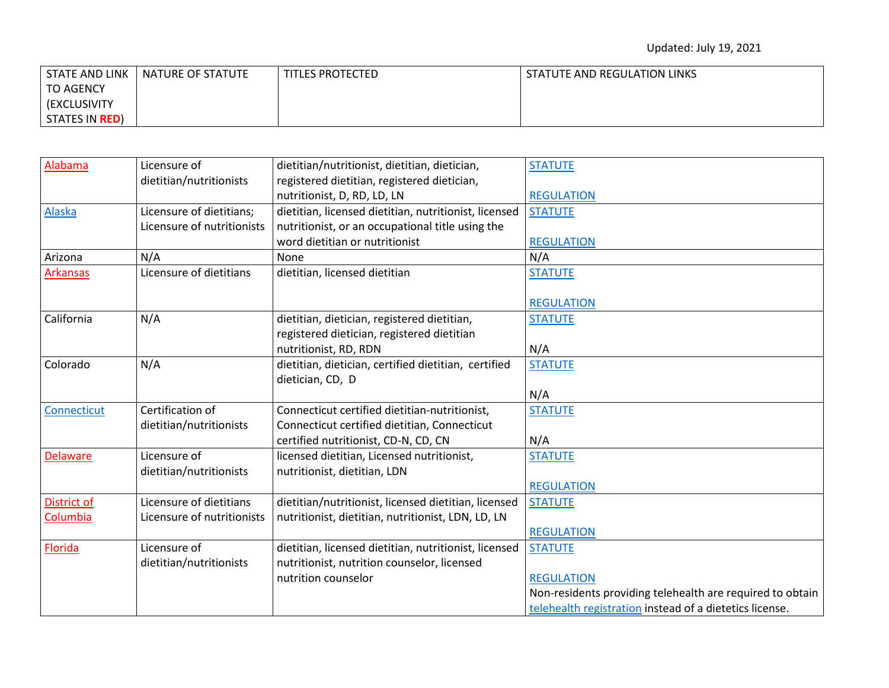Updated: July 19, 2021

| STATE AND LINK TO AGENCY (EXCLUSIVITY STATES IN **RED**) | NATURE OF STATUTE | TITLES PROTECTED | STATUTE AND REGULATION LINKS |
|---|---|---|---|
| Alabama | Licensure of dietitian/nutritionists | dietitian/nutritionist, dietitian, dietician, registered dietitian, registered dietician, nutritionist, D, RD, LD, LN | STATUTE<br><br>REGULATION |
| Alaska | Licensure of dietitians; Licensure of nutritionists | dietitian, licensed dietitian, nutritionist, licensed nutritionist, or an occupational title using the word dietitian or nutritionist | STATUTE<br><br>REGULATION |
| Arizona | N/A | None | N/A |
| Arkansas | Licensure of dietitians | dietitian, licensed dietitian | STATUTE<br><br>REGULATION |
| California | N/A | dietitian, dietician, registered dietitian, registered dietician, registered dietitian nutritionist, RD, RDN | STATUTE<br><br>N/A |
| Colorado | N/A | dietitian, dietician, certified dietitian, certified dietician, CD, D | STATUTE<br><br>N/A |
| Connecticut | Certification of dietitian/nutritionists | Connecticut certified dietitian-nutritionist, Connecticut certified dietitian, Connecticut certified nutritionist, CD-N, CD, CN | STATUTE<br><br>N/A |
| Delaware | Licensure of dietitian/nutritionists | licensed dietitian, Licensed nutritionist, nutritionist, dietitian, LDN | STATUTE<br><br>REGULATION |
| District of Columbia | Licensure of dietitians Licensure of nutritionists | dietitian/nutritionist, licensed dietitian, licensed nutritionist, dietitian, nutritionist, LDN, LD, LN | STATUTE<br><br>REGULATION |
| Florida | Licensure of dietitian/nutritionists | dietitian, licensed dietitian, nutritionist, licensed nutritionist, nutrition counselor, licensed nutrition counselor | STATUTE<br><br>REGULATION<br>Non-residents providing telehealth are required to obtain telehealth registration instead of a dietetics license. |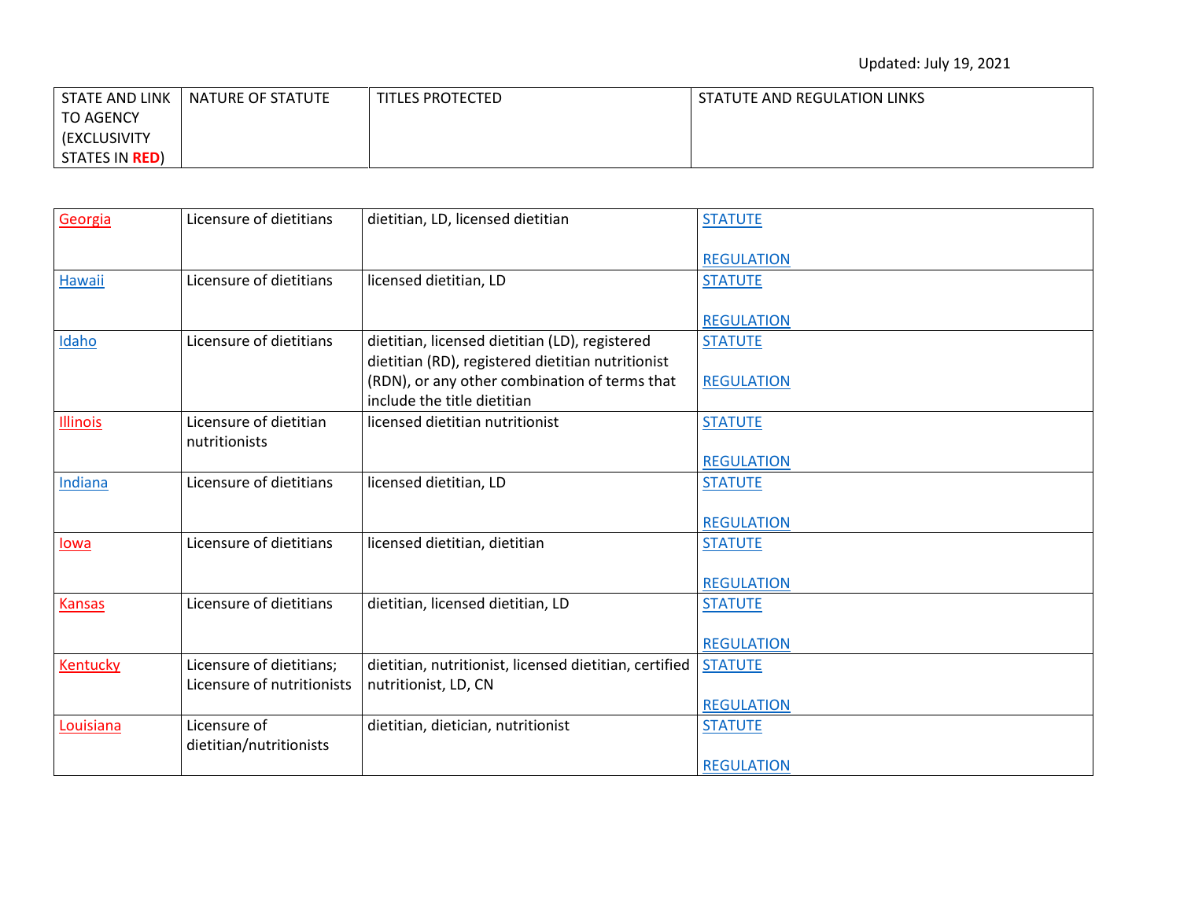Updated: July 19, 2021

| STATE AND LINK TO AGENCY (EXCLUSIVITY STATES IN **RED**) | NATURE OF STATUTE | TITLES PROTECTED | STATUTE AND REGULATION LINKS |
|---|---|---|---|
| Georgia | Licensure of dietitians | dietitian, LD, licensed dietitian | STATUTE<br><br>REGULATION |
| Hawaii | Licensure of dietitians | licensed dietitian, LD | STATUTE<br><br>REGULATION |
| Idaho | Licensure of dietitians | dietitian, licensed dietitian (LD), registered dietitian (RD), registered dietitian nutritionist (RDN), or any other combination of terms that include the title dietitian | STATUTE<br><br>REGULATION |
| Illinois | Licensure of dietitian nutritionists | licensed dietitian nutritionist | STATUTE<br><br>REGULATION |
| Indiana | Licensure of dietitians | licensed dietitian, LD | STATUTE<br><br>REGULATION |
| Iowa | Licensure of dietitians | licensed dietitian, dietitian | STATUTE<br><br>REGULATION |
| Kansas | Licensure of dietitians | dietitian, licensed dietitian, LD | STATUTE<br><br>REGULATION |
| Kentucky | Licensure of dietitians; Licensure of nutritionists | dietitian, nutritionist, licensed dietitian, certified nutritionist, LD, CN | STATUTE<br><br>REGULATION |
| Louisiana | Licensure of dietitian/nutritionists | dietitian, dietician, nutritionist | STATUTE<br><br>REGULATION |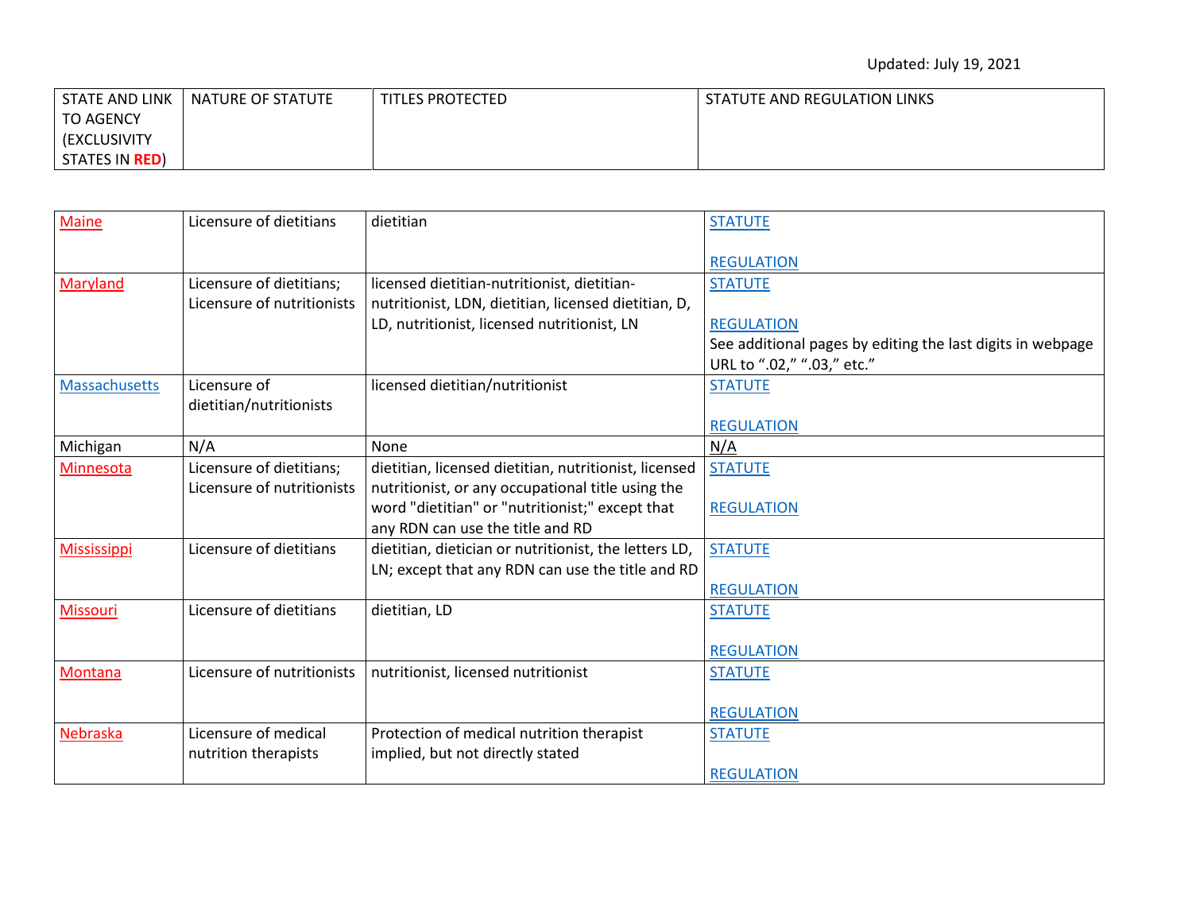Updated: July 19, 2021

| STATE AND LINK TO AGENCY (EXCLUSIVITY STATES IN **RED**) | NATURE OF STATUTE | TITLES PROTECTED | STATUTE AND REGULATION LINKS |
|---|---|---|---|
| Maine | Licensure of dietitians | dietitian | STATUTE<br><br>REGULATION |
| Maryland | Licensure of dietitians; Licensure of nutritionists | licensed dietitian-nutritionist, dietitian-nutritionist, LDN, dietitian, licensed dietitian, D, LD, nutritionist, licensed nutritionist, LN | STATUTE<br><br>REGULATION<br>See additional pages by editing the last digits in webpage URL to ".02," ".03," etc." |
| Massachusetts | Licensure of dietitian/nutritionists | licensed dietitian/nutritionist | STATUTE<br><br>REGULATION |
| Michigan | N/A | None | N/A |
| Minnesota | Licensure of dietitians; Licensure of nutritionists | dietitian, licensed dietitian, nutritionist, licensed nutritionist, or any occupational title using the word "dietitian" or "nutritionist;" except that any RDN can use the title and RD | STATUTE<br><br>REGULATION |
| Mississippi | Licensure of dietitians | dietitian, dietician or nutritionist, the letters LD, LN; except that any RDN can use the title and RD | STATUTE<br><br>REGULATION |
| Missouri | Licensure of dietitians | dietitian, LD | STATUTE<br><br>REGULATION |
| Montana | Licensure of nutritionists | nutritionist, licensed nutritionist | STATUTE<br><br>REGULATION |
| Nebraska | Licensure of medical nutrition therapists | Protection of medical nutrition therapist implied, but not directly stated | STATUTE<br><br>REGULATION |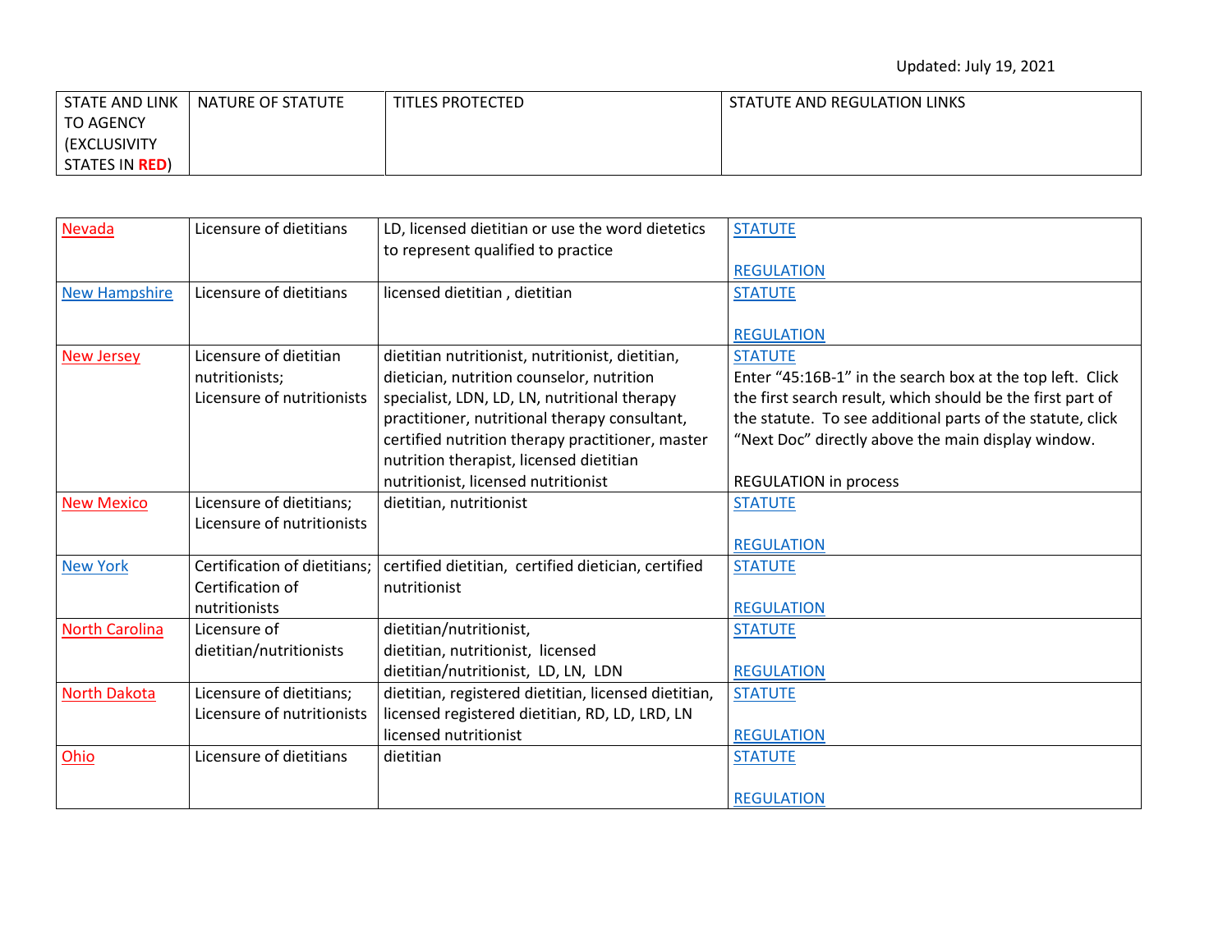Updated: July 19, 2021

| STATE AND LINK TO AGENCY (EXCLUSIVITY STATES IN **RED**) | NATURE OF STATUTE | TITLES PROTECTED | STATUTE AND REGULATION LINKS |
|---|---|---|---|
| Nevada | Licensure of dietitians | LD, licensed dietitian or use the word dietetics to represent qualified to practice | STATUTE<br><br>REGULATION |
| New Hampshire | Licensure of dietitians | licensed dietitian , dietitian | STATUTE<br><br>REGULATION |
| New Jersey | Licensure of dietitian nutritionists;<br>Licensure of nutritionists | dietitian nutritionist, nutritionist, dietitian, dietician, nutrition counselor, nutrition specialist, LDN, LD, LN, nutritional therapy practitioner, nutritional therapy consultant, certified nutrition therapy practitioner, master nutrition therapist, licensed dietitian nutritionist, licensed nutritionist | STATUTE<br>Enter "45:16B-1" in the search box at the top left. Click the first search result, which should be the first part of the statute. To see additional parts of the statute, click "Next Doc" directly above the main display window.<br><br>REGULATION in process |
| New Mexico | Licensure of dietitians;<br>Licensure of nutritionists | dietitian, nutritionist | STATUTE<br><br>REGULATION |
| New York | Certification of dietitians;<br>Certification of nutritionists | certified dietitian, certified dietician, certified nutritionist | STATUTE<br><br>REGULATION |
| North Carolina | Licensure of dietitian/nutritionists | dietitian/nutritionist,<br>dietitian, nutritionist, licensed dietitian/nutritionist, LD, LN, LDN | STATUTE<br><br>REGULATION |
| North Dakota | Licensure of dietitians;<br>Licensure of nutritionists | dietitian, registered dietitian, licensed dietitian, licensed registered dietitian, RD, LD, LRD, LN licensed nutritionist | STATUTE<br><br>REGULATION |
| Ohio | Licensure of dietitians | dietitian | STATUTE<br><br>REGULATION |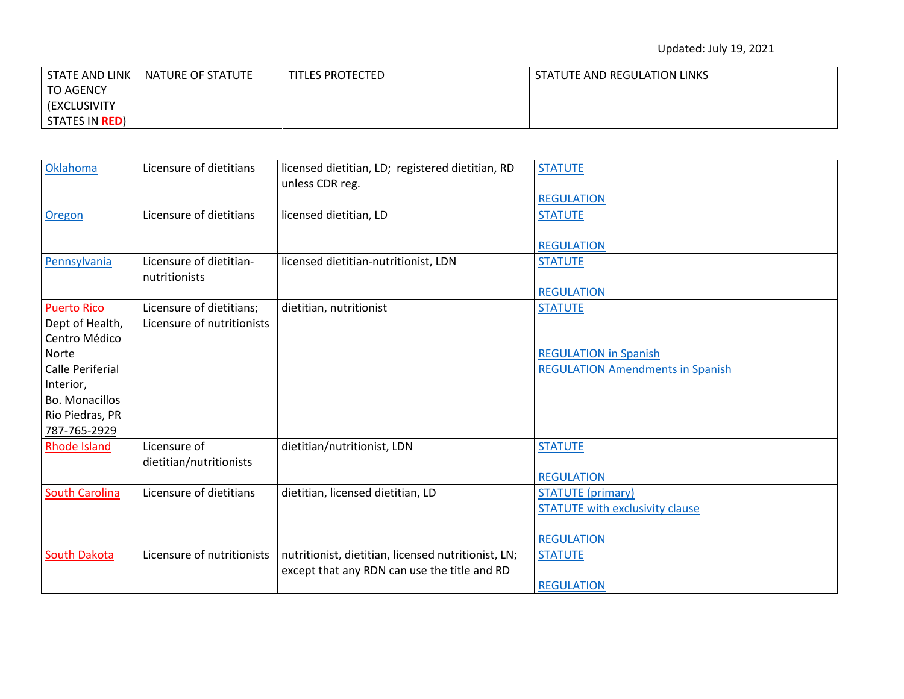Updated: July 19, 2021

| STATE AND LINK TO AGENCY (EXCLUSIVITY STATES IN **RED**) | NATURE OF STATUTE | TITLES PROTECTED | STATUTE AND REGULATION LINKS |
|---|---|---|---|
| Oklahoma | Licensure of dietitians | licensed dietitian, LD; registered dietitian, RD unless CDR reg. | STATUTE<br><br>REGULATION |
| Oregon | Licensure of dietitians | licensed dietitian, LD | STATUTE<br><br>REGULATION |
| Pennsylvania | Licensure of dietitian-nutritionists | licensed dietitian-nutritionist, LDN | STATUTE<br><br>REGULATION |
| Puerto Rico<br>Dept of Health, Centro Médico Norte<br>Calle Periferial Interior,<br>Bo. Monacillos<br>Rio Piedras, PR<br>787-765-2929 | Licensure of dietitians; Licensure of nutritionists | dietitian, nutritionist | STATUTE<br><br>REGULATION in Spanish<br>REGULATION Amendments in Spanish |
| Rhode Island | Licensure of dietitian/nutritionists | dietitian/nutritionist, LDN | STATUTE<br><br>REGULATION |
| South Carolina | Licensure of dietitians | dietitian, licensed dietitian, LD | STATUTE (primary)<br>STATUTE with exclusivity clause<br><br>REGULATION |
| South Dakota | Licensure of nutritionists | nutritionist, dietitian, licensed nutritionist, LN; except that any RDN can use the title and RD | STATUTE<br><br>REGULATION |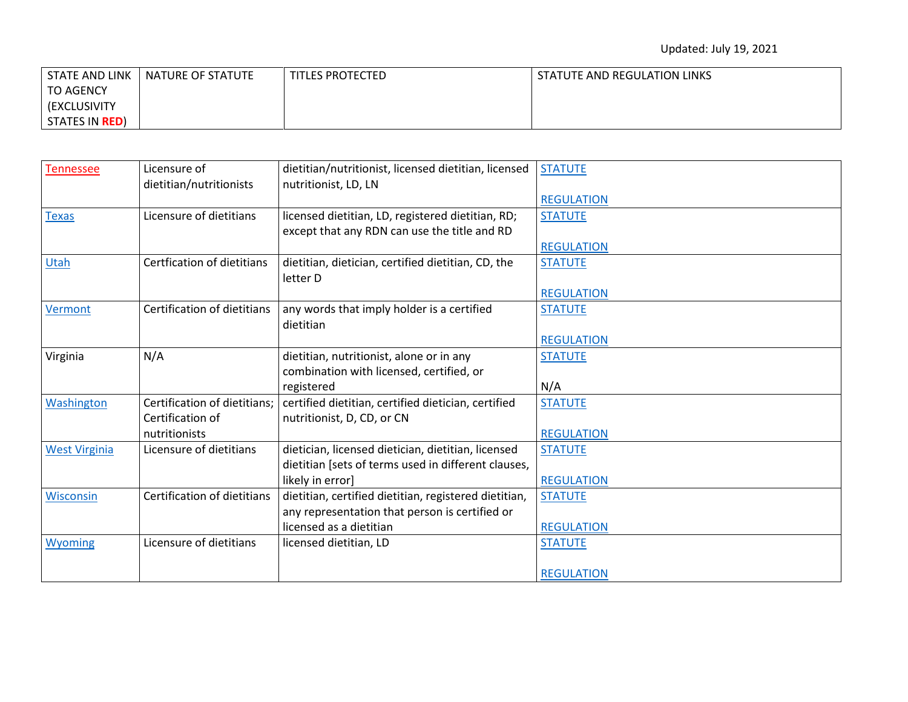Updated: July 19, 2021

| STATE AND LINK TO AGENCY (EXCLUSIVITY STATES IN **RED**) | NATURE OF STATUTE | TITLES PROTECTED | STATUTE AND REGULATION LINKS |
|---|---|---|---|
| Tennessee | Licensure of dietitian/nutritionists | dietitian/nutritionist, licensed dietitian, licensed nutritionist, LD, LN | STATUTE<br><br>REGULATION |
| Texas | Licensure of dietitians | licensed dietitian, LD, registered dietitian, RD; except that any RDN can use the title and RD | STATUTE<br><br>REGULATION |
| Utah | Certfication of dietitians | dietitian, dietician, certified dietitian, CD, the letter D | STATUTE<br><br>REGULATION |
| Vermont | Certification of dietitians | any words that imply holder is a certified dietitian | STATUTE<br><br>REGULATION |
| Virginia | N/A | dietitian, nutritionist, alone or in any combination with licensed, certified, or registered | STATUTE<br><br>N/A |
| Washington | Certification of dietitians; Certification of nutritionists | certified dietitian, certified dietician, certified nutritionist, D, CD, or CN | STATUTE<br><br>REGULATION |
| West Virginia | Licensure of dietitians | dietician, licensed dietician, dietitian, licensed dietitian [sets of terms used in different clauses, likely in error] | STATUTE<br><br>REGULATION |
| Wisconsin | Certification of dietitians | dietitian, certified dietitian, registered dietitian, any representation that person is certified or licensed as a dietitian | STATUTE<br><br>REGULATION |
| Wyoming | Licensure of dietitians | licensed dietitian, LD | STATUTE<br><br>REGULATION |